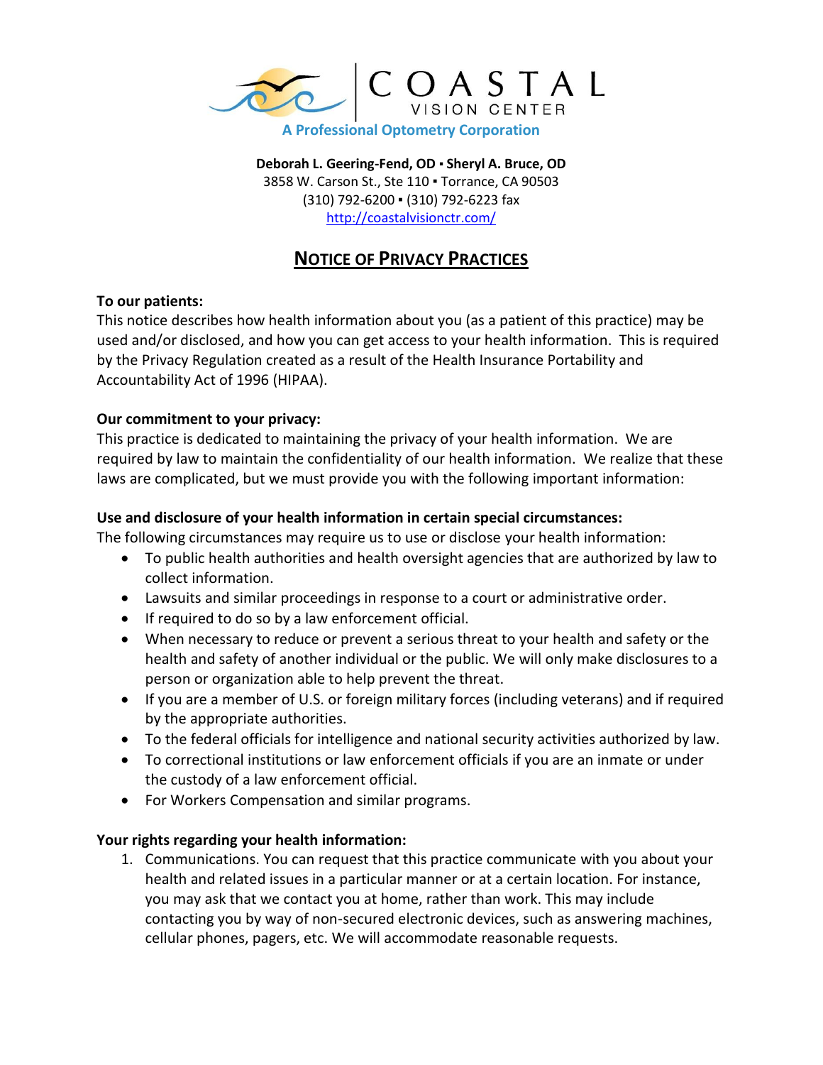# COASTAL VISION CENTER

**A Professional Optometry Corporation**

**Deborah L. Geering-Fend, OD ▪ Sheryl A. Bruce, OD**
3858 W. Carson St., Ste 110 ▪ Torrance, CA 90503
(310) 792-6200 ▪ (310) 792-6223 fax
http://coastalvisionctr.com/

## NOTICE OF PRIVACY PRACTICES

**To our patients:**
This notice describes how health information about you (as a patient of this practice) may be used and/or disclosed, and how you can get access to your health information. This is required by the Privacy Regulation created as a result of the Health Insurance Portability and Accountability Act of 1996 (HIPAA).

**Our commitment to your privacy:**
This practice is dedicated to maintaining the privacy of your health information. We are required by law to maintain the confidentiality of our health information. We realize that these laws are complicated, but we must provide you with the following important information:

**Use and disclosure of your health information in certain special circumstances:**
The following circumstances may require us to use or disclose your health information:

- To public health authorities and health oversight agencies that are authorized by law to collect information.
- Lawsuits and similar proceedings in response to a court or administrative order.
- If required to do so by a law enforcement official.
- When necessary to reduce or prevent a serious threat to your health and safety or the health and safety of another individual or the public. We will only make disclosures to a person or organization able to help prevent the threat.
- If you are a member of U.S. or foreign military forces (including veterans) and if required by the appropriate authorities.
- To the federal officials for intelligence and national security activities authorized by law.
- To correctional institutions or law enforcement officials if you are an inmate or under the custody of a law enforcement official.
- For Workers Compensation and similar programs.

**Your rights regarding your health information:**

1. Communications. You can request that this practice communicate with you about your health and related issues in a particular manner or at a certain location. For instance, you may ask that we contact you at home, rather than work. This may include contacting you by way of non-secured electronic devices, such as answering machines, cellular phones, pagers, etc. We will accommodate reasonable requests.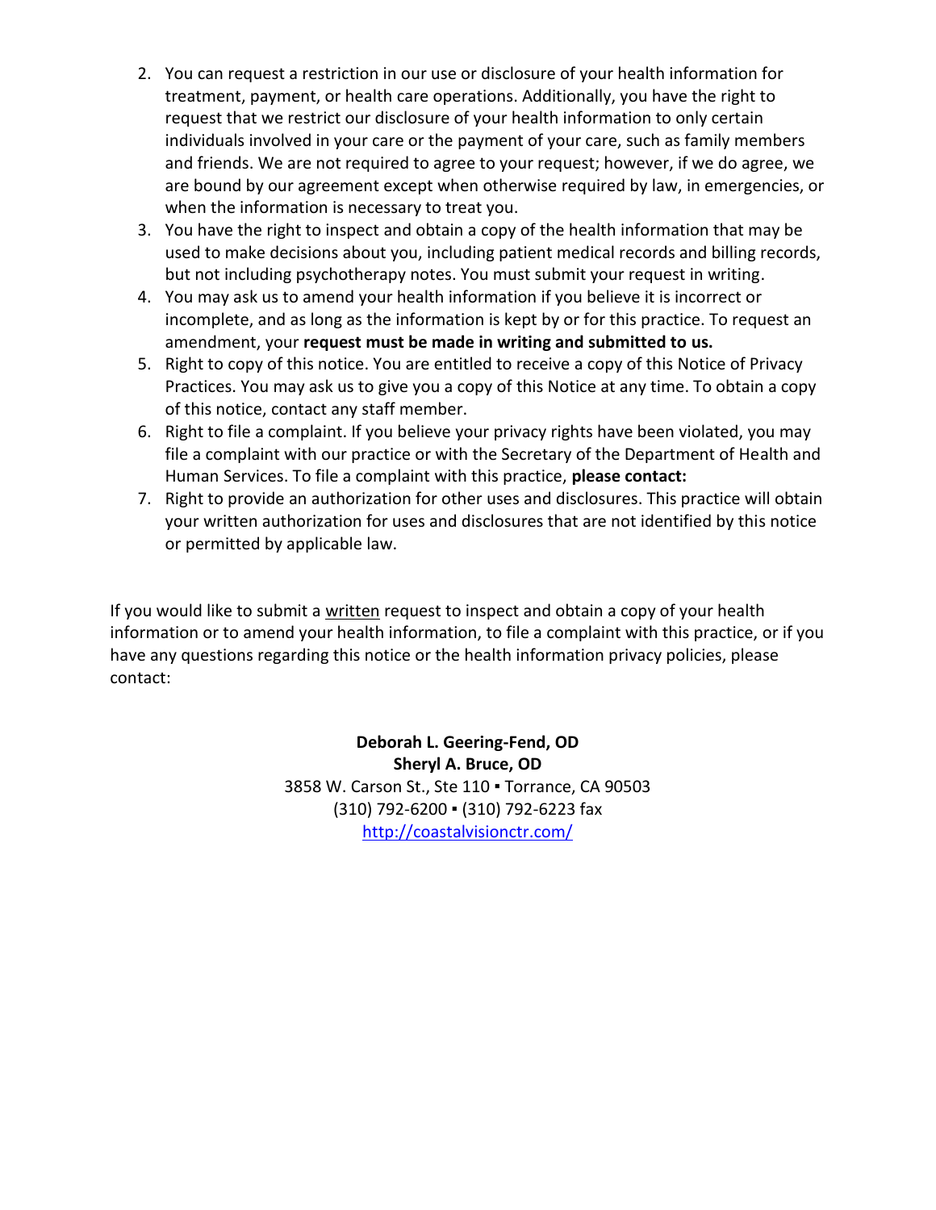2. You can request a restriction in our use or disclosure of your health information for treatment, payment, or health care operations. Additionally, you have the right to request that we restrict our disclosure of your health information to only certain individuals involved in your care or the payment of your care, such as family members and friends. We are not required to agree to your request; however, if we do agree, we are bound by our agreement except when otherwise required by law, in emergencies, or when the information is necessary to treat you.
3. You have the right to inspect and obtain a copy of the health information that may be used to make decisions about you, including patient medical records and billing records, but not including psychotherapy notes. You must submit your request in writing.
4. You may ask us to amend your health information if you believe it is incorrect or incomplete, and as long as the information is kept by or for this practice. To request an amendment, your **request must be made in writing and submitted to us.**
5. Right to copy of this notice. You are entitled to receive a copy of this Notice of Privacy Practices. You may ask us to give you a copy of this Notice at any time. To obtain a copy of this notice, contact any staff member.
6. Right to file a complaint. If you believe your privacy rights have been violated, you may file a complaint with our practice or with the Secretary of the Department of Health and Human Services. To file a complaint with this practice, **please contact:**
7. Right to provide an authorization for other uses and disclosures. This practice will obtain your written authorization for uses and disclosures that are not identified by this notice or permitted by applicable law.

If you would like to submit a <u>written</u> request to inspect and obtain a copy of your health information or to amend your health information, to file a complaint with this practice, or if you have any questions regarding this notice or the health information privacy policies, please contact:

**Deborah L. Geering-Fend, OD**
**Sheryl A. Bruce, OD**
3858 W. Carson St., Ste 110 ▪ Torrance, CA 90503
(310) 792-6200 ▪ (310) 792-6223 fax
http://coastalvisionctr.com/